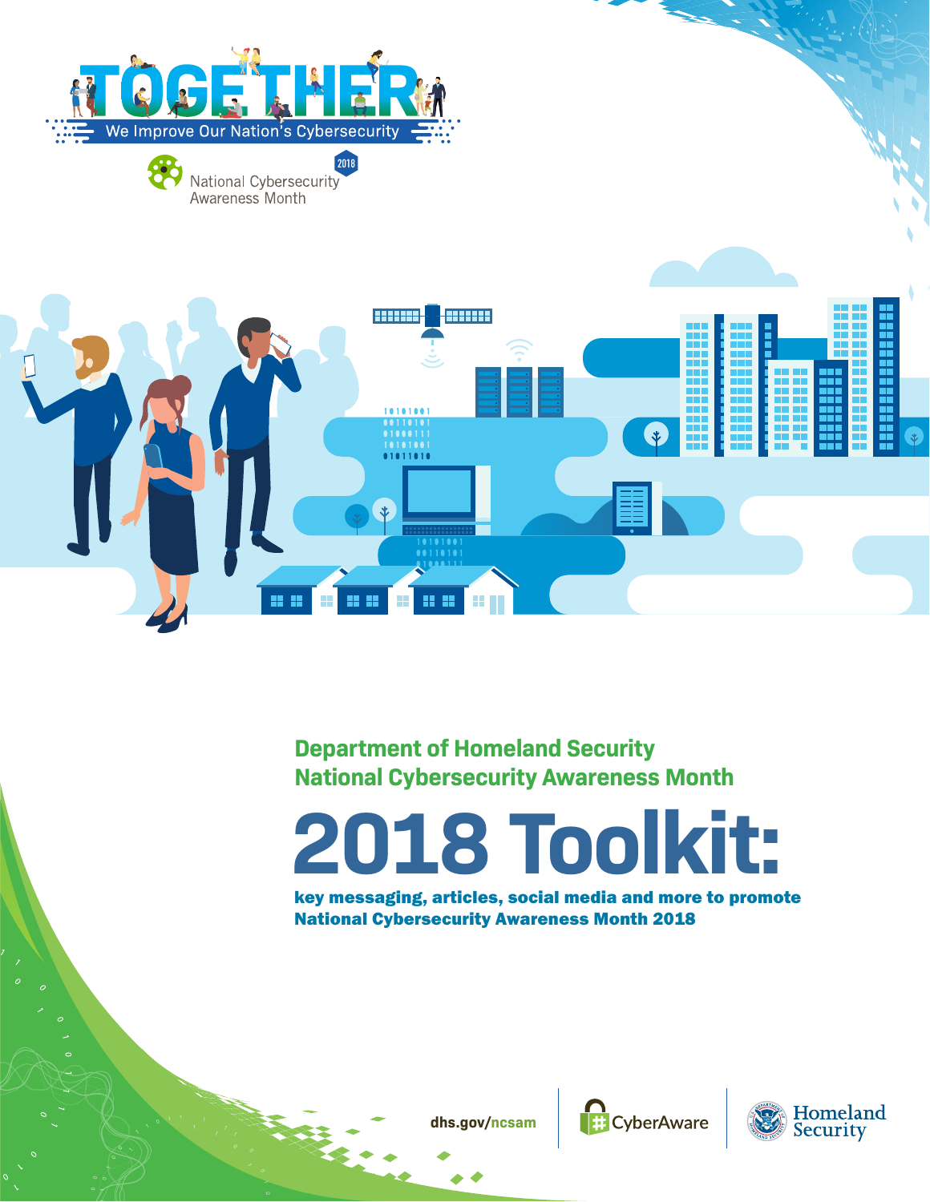TOGETHER

We Improve Our Nation's Cybersecurity

National Cybersecurity Awareness Month 2018

Department of Homeland Security
National Cybersecurity Awareness Month

# 2018 Toolkit:

**key messaging, articles, social media and more to promote National Cybersecurity Awareness Month 2018**

dhs.gov/ncsam

CyberAware

Homeland Security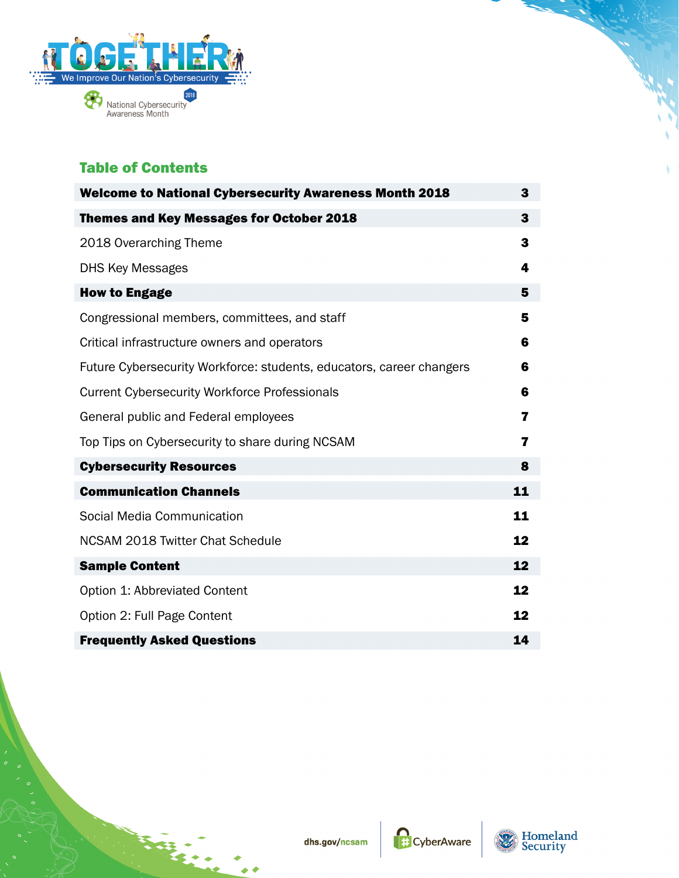## Table of Contents

| | |
|---|---|
| **Welcome to National Cybersecurity Awareness Month 2018** | **3** |
| **Themes and Key Messages for October 2018** | **3** |
| 2018 Overarching Theme | **3** |
| DHS Key Messages | **4** |
| **How to Engage** | **5** |
| Congressional members, committees, and staff | **5** |
| Critical infrastructure owners and operators | **6** |
| Future Cybersecurity Workforce: students, educators, career changers | **6** |
| Current Cybersecurity Workforce Professionals | **6** |
| General public and Federal employees | **7** |
| Top Tips on Cybersecurity to share during NCSAM | **7** |
| **Cybersecurity Resources** | **8** |
| **Communication Channels** | **11** |
| Social Media Communication | **11** |
| NCSAM 2018 Twitter Chat Schedule | **12** |
| **Sample Content** | **12** |
| Option 1: Abbreviated Content | **12** |
| Option 2: Full Page Content | **12** |
| **Frequently Asked Questions** | **14** |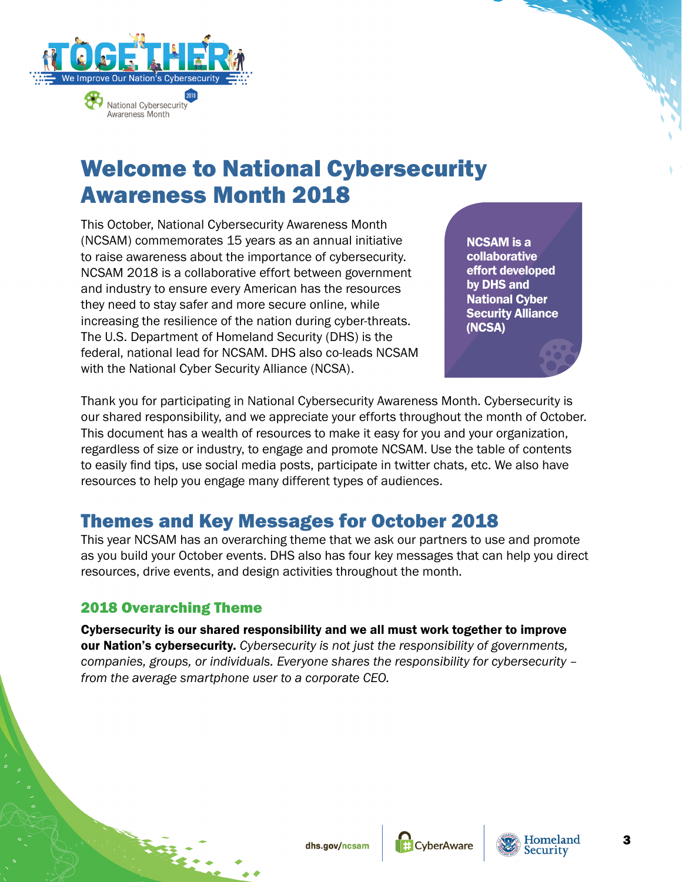# Welcome to National Cybersecurity Awareness Month 2018

This October, National Cybersecurity Awareness Month (NCSAM) commemorates 15 years as an annual initiative to raise awareness about the importance of cybersecurity. NCSAM 2018 is a collaborative effort between government and industry to ensure every American has the resources they need to stay safer and more secure online, while increasing the resilience of the nation during cyber-threats. The U.S. Department of Homeland Security (DHS) is the federal, national lead for NCSAM. DHS also co-leads NCSAM with the National Cyber Security Alliance (NCSA).

**NCSAM is a collaborative effort developed by DHS and National Cyber Security Alliance (NCSA)**

Thank you for participating in National Cybersecurity Awareness Month. Cybersecurity is our shared responsibility, and we appreciate your efforts throughout the month of October. This document has a wealth of resources to make it easy for you and your organization, regardless of size or industry, to engage and promote NCSAM. Use the table of contents to easily find tips, use social media posts, participate in twitter chats, etc. We also have resources to help you engage many different types of audiences.

## Themes and Key Messages for October 2018

This year NCSAM has an overarching theme that we ask our partners to use and promote as you build your October events. DHS also has four key messages that can help you direct resources, drive events, and design activities throughout the month.

### 2018 Overarching Theme

**Cybersecurity is our shared responsibility and we all must work together to improve our Nation's cybersecurity.** *Cybersecurity is not just the responsibility of governments, companies, groups, or individuals. Everyone shares the responsibility for cybersecurity – from the average smartphone user to a corporate CEO.*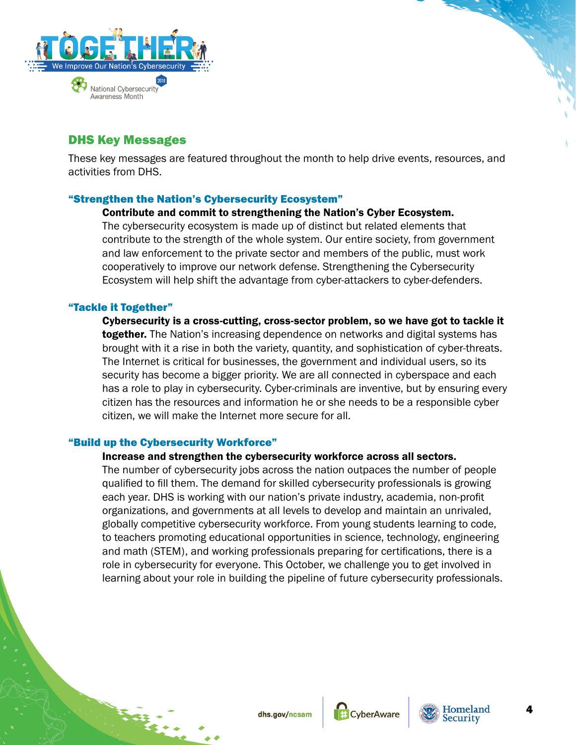## DHS Key Messages

These key messages are featured throughout the month to help drive events, resources, and activities from DHS.

### "Strengthen the Nation's Cybersecurity Ecosystem"

**Contribute and commit to strengthening the Nation's Cyber Ecosystem.** The cybersecurity ecosystem is made up of distinct but related elements that contribute to the strength of the whole system. Our entire society, from government and law enforcement to the private sector and members of the public, must work cooperatively to improve our network defense. Strengthening the Cybersecurity Ecosystem will help shift the advantage from cyber-attackers to cyber-defenders.

### "Tackle it Together"

**Cybersecurity is a cross-cutting, cross-sector problem, so we have got to tackle it together.** The Nation's increasing dependence on networks and digital systems has brought with it a rise in both the variety, quantity, and sophistication of cyber-threats. The Internet is critical for businesses, the government and individual users, so its security has become a bigger priority. We are all connected in cyberspace and each has a role to play in cybersecurity. Cyber-criminals are inventive, but by ensuring every citizen has the resources and information he or she needs to be a responsible cyber citizen, we will make the Internet more secure for all.

### "Build up the Cybersecurity Workforce"

**Increase and strengthen the cybersecurity workforce across all sectors.** The number of cybersecurity jobs across the nation outpaces the number of people qualified to fill them. The demand for skilled cybersecurity professionals is growing each year. DHS is working with our nation's private industry, academia, non-profit organizations, and governments at all levels to develop and maintain an unrivaled, globally competitive cybersecurity workforce. From young students learning to code, to teachers promoting educational opportunities in science, technology, engineering and math (STEM), and working professionals preparing for certifications, there is a role in cybersecurity for everyone. This October, we challenge you to get involved in learning about your role in building the pipeline of future cybersecurity professionals.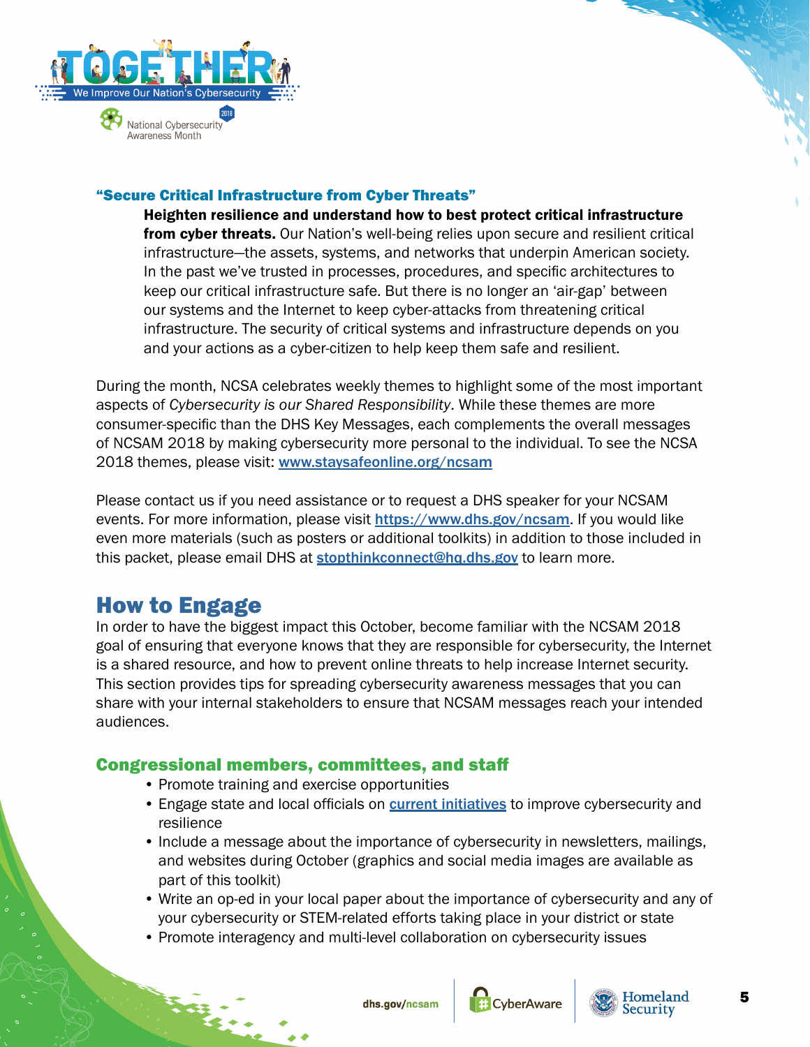### "Secure Critical Infrastructure from Cyber Threats"

**Heighten resilience and understand how to best protect critical infrastructure from cyber threats.** Our Nation's well-being relies upon secure and resilient critical infrastructure—the assets, systems, and networks that underpin American society. In the past we've trusted in processes, procedures, and specific architectures to keep our critical infrastructure safe. But there is no longer an 'air-gap' between our systems and the Internet to keep cyber-attacks from threatening critical infrastructure. The security of critical systems and infrastructure depends on you and your actions as a cyber-citizen to help keep them safe and resilient.

During the month, NCSA celebrates weekly themes to highlight some of the most important aspects of *Cybersecurity is our Shared Responsibility*. While these themes are more consumer-specific than the DHS Key Messages, each complements the overall messages of NCSAM 2018 by making cybersecurity more personal to the individual. To see the NCSA 2018 themes, please visit: [www.staysafeonline.org/ncsam](www.staysafeonline.org/ncsam)

Please contact us if you need assistance or to request a DHS speaker for your NCSAM events. For more information, please visit [https://www.dhs.gov/ncsam](https://www.dhs.gov/ncsam). If you would like even more materials (such as posters or additional toolkits) in addition to those included in this packet, please email DHS at [stopthinkconnect@hq.dhs.gov](mailto:stopthinkconnect@hq.dhs.gov) to learn more.

## How to Engage

In order to have the biggest impact this October, become familiar with the NCSAM 2018 goal of ensuring that everyone knows that they are responsible for cybersecurity, the Internet is a shared resource, and how to prevent online threats to help increase Internet security. This section provides tips for spreading cybersecurity awareness messages that you can share with your internal stakeholders to ensure that NCSAM messages reach your intended audiences.

### Congressional members, committees, and staff

- Promote training and exercise opportunities
- Engage state and local officials on current initiatives to improve cybersecurity and resilience
- Include a message about the importance of cybersecurity in newsletters, mailings, and websites during October (graphics and social media images are available as part of this toolkit)
- Write an op-ed in your local paper about the importance of cybersecurity and any of your cybersecurity or STEM-related efforts taking place in your district or state
- Promote interagency and multi-level collaboration on cybersecurity issues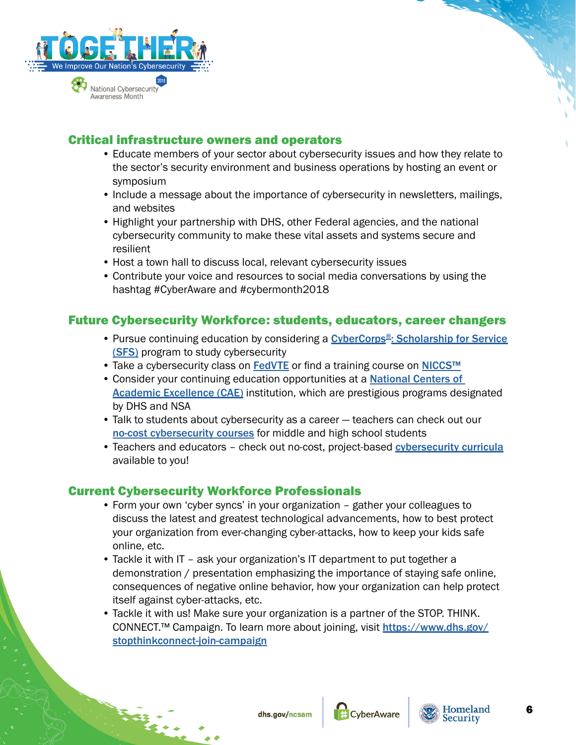## Critical infrastructure owners and operators

- Educate members of your sector about cybersecurity issues and how they relate to the sector's security environment and business operations by hosting an event or symposium
- Include a message about the importance of cybersecurity in newsletters, mailings, and websites
- Highlight your partnership with DHS, other Federal agencies, and the national cybersecurity community to make these vital assets and systems secure and resilient
- Host a town hall to discuss local, relevant cybersecurity issues
- Contribute your voice and resources to social media conversations by using the hashtag #CyberAware and #cybermonth2018

## Future Cybersecurity Workforce: students, educators, career changers

- Pursue continuing education by considering a CyberCorps®: Scholarship for Service (SFS) program to study cybersecurity
- Take a cybersecurity class on FedVTE or find a training course on NICCS™
- Consider your continuing education opportunities at a National Centers of Academic Excellence (CAE) institution, which are prestigious programs designated by DHS and NSA
- Talk to students about cybersecurity as a career — teachers can check out our no-cost cybersecurity courses for middle and high school students
- Teachers and educators – check out no-cost, project-based cybersecurity curricula available to you!

## Current Cybersecurity Workforce Professionals

- Form your own 'cyber syncs' in your organization – gather your colleagues to discuss the latest and greatest technological advancements, how to best protect your organization from ever-changing cyber-attacks, how to keep your kids safe online, etc.
- Tackle it with IT – ask your organization's IT department to put together a demonstration / presentation emphasizing the importance of staying safe online, consequences of negative online behavior, how your organization can help protect itself against cyber-attacks, etc.
- Tackle it with us! Make sure your organization is a partner of the STOP. THINK. CONNECT.™ Campaign. To learn more about joining, visit https://www.dhs.gov/stopthinkconnect-join-campaign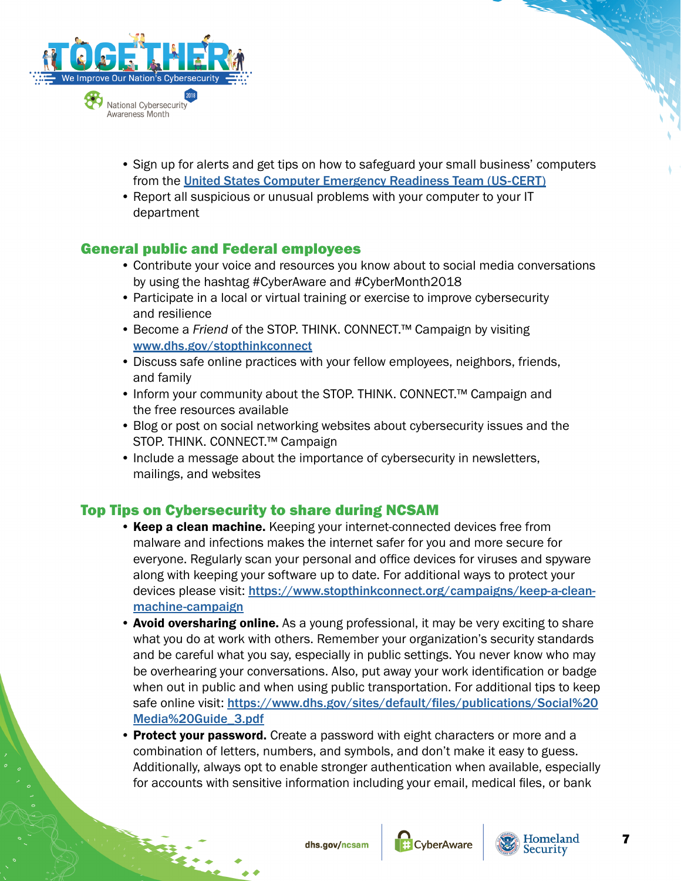- Sign up for alerts and get tips on how to safeguard your small business' computers from the [United States Computer Emergency Readiness Team (US-CERT)](United States Computer Emergency Readiness Team (US-CERT))
- Report all suspicious or unusual problems with your computer to your IT department

## General public and Federal employees

- Contribute your voice and resources you know about to social media conversations by using the hashtag #CyberAware and #CyberMonth2018
- Participate in a local or virtual training or exercise to improve cybersecurity and resilience
- Become a *Friend* of the STOP. THINK. CONNECT.™ Campaign by visiting www.dhs.gov/stopthinkconnect
- Discuss safe online practices with your fellow employees, neighbors, friends, and family
- Inform your community about the STOP. THINK. CONNECT.™ Campaign and the free resources available
- Blog or post on social networking websites about cybersecurity issues and the STOP. THINK. CONNECT.™ Campaign
- Include a message about the importance of cybersecurity in newsletters, mailings, and websites

## Top Tips on Cybersecurity to share during NCSAM

- **Keep a clean machine.** Keeping your internet-connected devices free from malware and infections makes the internet safer for you and more secure for everyone. Regularly scan your personal and office devices for viruses and spyware along with keeping your software up to date. For additional ways to protect your devices please visit: https://www.stopthinkconnect.org/campaigns/keep-a-clean-machine-campaign
- **Avoid oversharing online.** As a young professional, it may be very exciting to share what you do at work with others. Remember your organization's security standards and be careful what you say, especially in public settings. You never know who may be overhearing your conversations. Also, put away your work identification or badge when out in public and when using public transportation. For additional tips to keep safe online visit: https://www.dhs.gov/sites/default/files/publications/Social%20Media%20Guide_3.pdf
- **Protect your password.** Create a password with eight characters or more and a combination of letters, numbers, and symbols, and don't make it easy to guess. Additionally, always opt to enable stronger authentication when available, especially for accounts with sensitive information including your email, medical files, or bank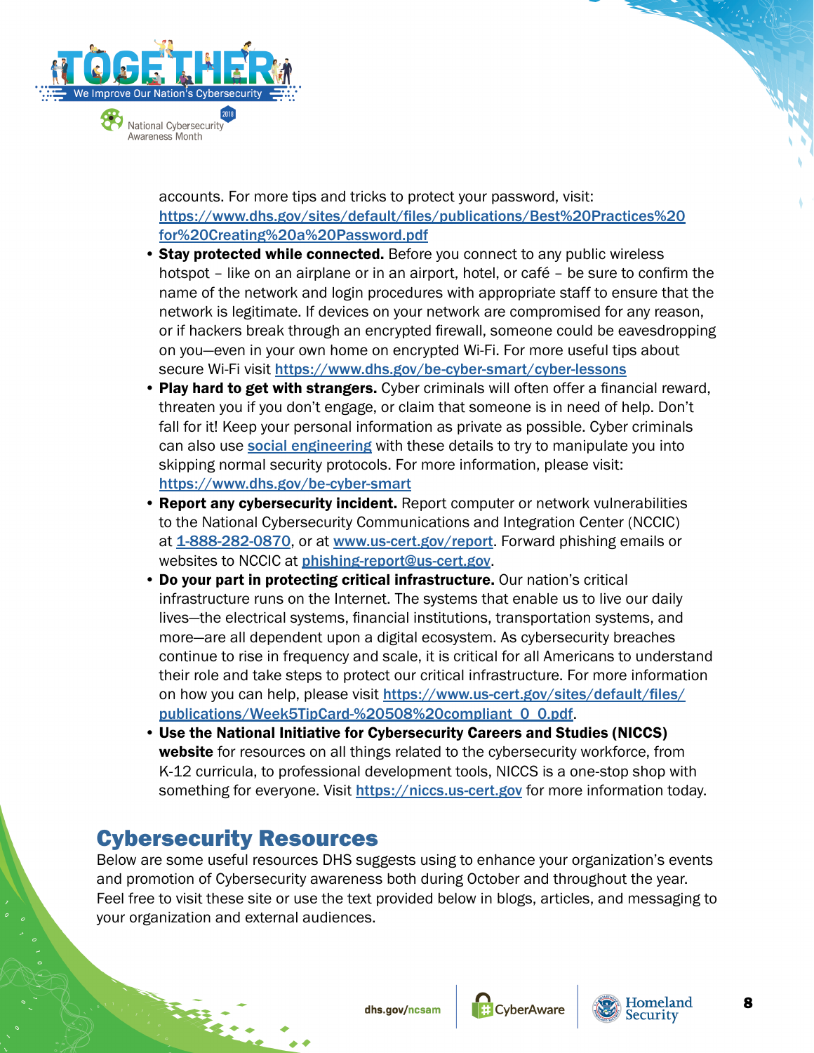accounts. For more tips and tricks to protect your password, visit: https://www.dhs.gov/sites/default/files/publications/Best%20Practices%20for%20Creating%20a%20Password.pdf

- **Stay protected while connected.** Before you connect to any public wireless hotspot – like on an airplane or in an airport, hotel, or café – be sure to confirm the name of the network and login procedures with appropriate staff to ensure that the network is legitimate. If devices on your network are compromised for any reason, or if hackers break through an encrypted firewall, someone could be eavesdropping on you—even in your own home on encrypted Wi-Fi. For more useful tips about secure Wi-Fi visit https://www.dhs.gov/be-cyber-smart/cyber-lessons
- **Play hard to get with strangers.** Cyber criminals will often offer a financial reward, threaten you if you don't engage, or claim that someone is in need of help. Don't fall for it! Keep your personal information as private as possible. Cyber criminals can also use social engineering with these details to try to manipulate you into skipping normal security protocols. For more information, please visit: https://www.dhs.gov/be-cyber-smart
- **Report any cybersecurity incident.** Report computer or network vulnerabilities to the National Cybersecurity Communications and Integration Center (NCCIC) at 1-888-282-0870, or at www.us-cert.gov/report. Forward phishing emails or websites to NCCIC at phishing-report@us-cert.gov.
- **Do your part in protecting critical infrastructure.** Our nation's critical infrastructure runs on the Internet. The systems that enable us to live our daily lives—the electrical systems, financial institutions, transportation systems, and more—are all dependent upon a digital ecosystem. As cybersecurity breaches continue to rise in frequency and scale, it is critical for all Americans to understand their role and take steps to protect our critical infrastructure. For more information on how you can help, please visit https://www.us-cert.gov/sites/default/files/publications/Week5TipCard-%20508%20compliant_0_0.pdf.
- **Use the National Initiative for Cybersecurity Careers and Studies (NICCS) website** for resources on all things related to the cybersecurity workforce, from K-12 curricula, to professional development tools, NICCS is a one-stop shop with something for everyone. Visit https://niccs.us-cert.gov for more information today.

## Cybersecurity Resources

Below are some useful resources DHS suggests using to enhance your organization's events and promotion of Cybersecurity awareness both during October and throughout the year. Feel free to visit these site or use the text provided below in blogs, articles, and messaging to your organization and external audiences.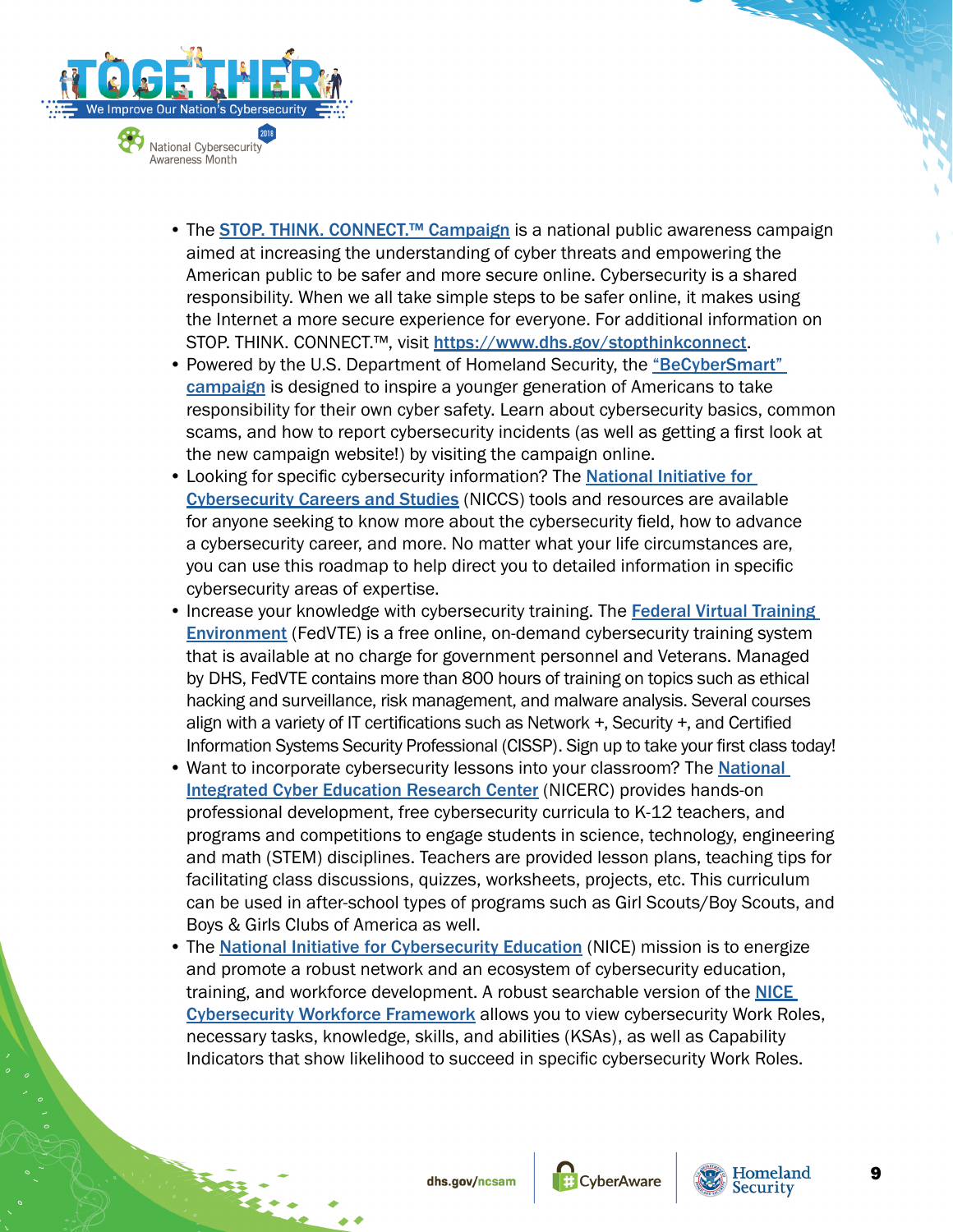- The STOP. THINK. CONNECT.™ Campaign is a national public awareness campaign aimed at increasing the understanding of cyber threats and empowering the American public to be safer and more secure online. Cybersecurity is a shared responsibility. When we all take simple steps to be safer online, it makes using the Internet a more secure experience for everyone. For additional information on STOP. THINK. CONNECT.™, visit https://www.dhs.gov/stopthinkconnect.
- Powered by the U.S. Department of Homeland Security, the "BeCyberSmart" campaign is designed to inspire a younger generation of Americans to take responsibility for their own cyber safety. Learn about cybersecurity basics, common scams, and how to report cybersecurity incidents (as well as getting a first look at the new campaign website!) by visiting the campaign online.
- Looking for specific cybersecurity information? The National Initiative for Cybersecurity Careers and Studies (NICCS) tools and resources are available for anyone seeking to know more about the cybersecurity field, how to advance a cybersecurity career, and more. No matter what your life circumstances are, you can use this roadmap to help direct you to detailed information in specific cybersecurity areas of expertise.
- Increase your knowledge with cybersecurity training. The Federal Virtual Training Environment (FedVTE) is a free online, on-demand cybersecurity training system that is available at no charge for government personnel and Veterans. Managed by DHS, FedVTE contains more than 800 hours of training on topics such as ethical hacking and surveillance, risk management, and malware analysis. Several courses align with a variety of IT certifications such as Network +, Security +, and Certified Information Systems Security Professional (CISSP). Sign up to take your first class today!
- Want to incorporate cybersecurity lessons into your classroom? The National Integrated Cyber Education Research Center (NICERC) provides hands-on professional development, free cybersecurity curricula to K-12 teachers, and programs and competitions to engage students in science, technology, engineering and math (STEM) disciplines. Teachers are provided lesson plans, teaching tips for facilitating class discussions, quizzes, worksheets, projects, etc. This curriculum can be used in after-school types of programs such as Girl Scouts/Boy Scouts, and Boys & Girls Clubs of America as well.
- The National Initiative for Cybersecurity Education (NICE) mission is to energize and promote a robust network and an ecosystem of cybersecurity education, training, and workforce development. A robust searchable version of the NICE Cybersecurity Workforce Framework allows you to view cybersecurity Work Roles, necessary tasks, knowledge, skills, and abilities (KSAs), as well as Capability Indicators that show likelihood to succeed in specific cybersecurity Work Roles.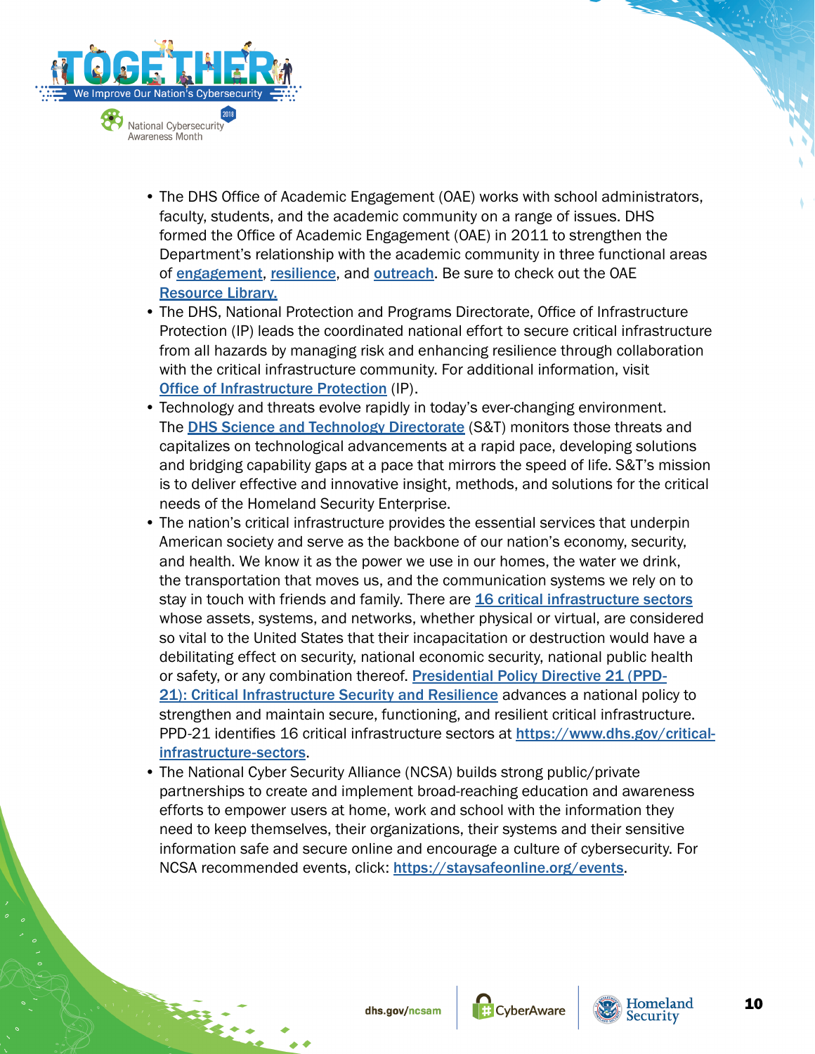- The DHS Office of Academic Engagement (OAE) works with school administrators, faculty, students, and the academic community on a range of issues. DHS formed the Office of Academic Engagement (OAE) in 2011 to strengthen the Department's relationship with the academic community in three functional areas of engagement, resilience, and outreach. Be sure to check out the OAE Resource Library.
- The DHS, National Protection and Programs Directorate, Office of Infrastructure Protection (IP) leads the coordinated national effort to secure critical infrastructure from all hazards by managing risk and enhancing resilience through collaboration with the critical infrastructure community. For additional information, visit Office of Infrastructure Protection (IP).
- Technology and threats evolve rapidly in today's ever-changing environment. The DHS Science and Technology Directorate (S&T) monitors those threats and capitalizes on technological advancements at a rapid pace, developing solutions and bridging capability gaps at a pace that mirrors the speed of life. S&T's mission is to deliver effective and innovative insight, methods, and solutions for the critical needs of the Homeland Security Enterprise.
- The nation's critical infrastructure provides the essential services that underpin American society and serve as the backbone of our nation's economy, security, and health. We know it as the power we use in our homes, the water we drink, the transportation that moves us, and the communication systems we rely on to stay in touch with friends and family. There are 16 critical infrastructure sectors whose assets, systems, and networks, whether physical or virtual, are considered so vital to the United States that their incapacitation or destruction would have a debilitating effect on security, national economic security, national public health or safety, or any combination thereof. Presidential Policy Directive 21 (PPD-21): Critical Infrastructure Security and Resilience advances a national policy to strengthen and maintain secure, functioning, and resilient critical infrastructure. PPD-21 identifies 16 critical infrastructure sectors at https://www.dhs.gov/critical-infrastructure-sectors.
- The National Cyber Security Alliance (NCSA) builds strong public/private partnerships to create and implement broad-reaching education and awareness efforts to empower users at home, work and school with the information they need to keep themselves, their organizations, their systems and their sensitive information safe and secure online and encourage a culture of cybersecurity. For NCSA recommended events, click: https://staysafeonline.org/events.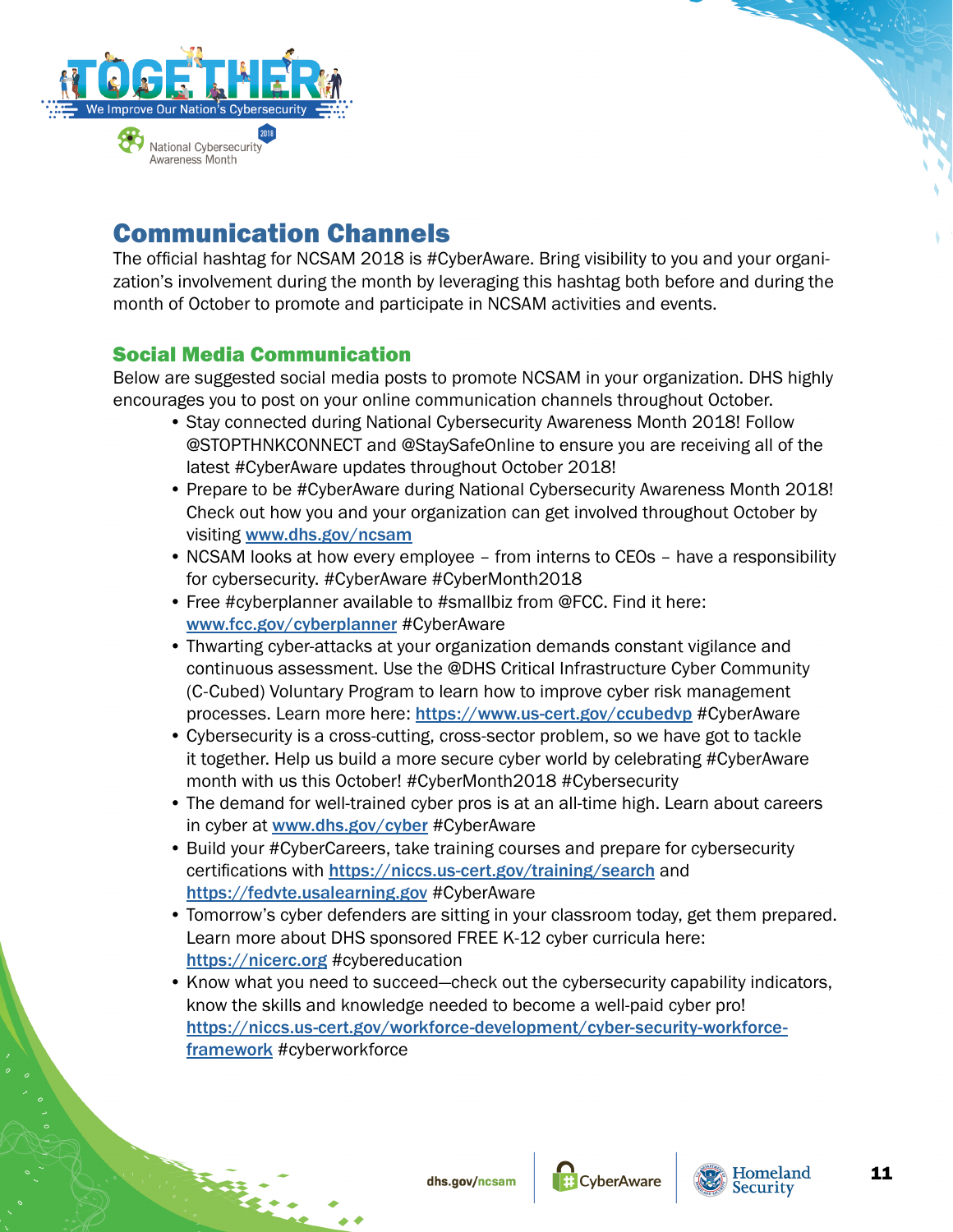## Communication Channels

The official hashtag for NCSAM 2018 is #CyberAware. Bring visibility to you and your organization's involvement during the month by leveraging this hashtag both before and during the month of October to promote and participate in NCSAM activities and events.

### Social Media Communication

Below are suggested social media posts to promote NCSAM in your organization. DHS highly encourages you to post on your online communication channels throughout October.

- Stay connected during National Cybersecurity Awareness Month 2018! Follow @STOPTHNKCONNECT and @StaySafeOnline to ensure you are receiving all of the latest #CyberAware updates throughout October 2018!
- Prepare to be #CyberAware during National Cybersecurity Awareness Month 2018! Check out how you and your organization can get involved throughout October by visiting [www.dhs.gov/ncsam](www.dhs.gov/ncsam)
- NCSAM looks at how every employee – from interns to CEOs – have a responsibility for cybersecurity. #CyberAware #CyberMonth2018
- Free #cyberplanner available to #smallbiz from @FCC. Find it here: [www.fcc.gov/cyberplanner](www.fcc.gov/cyberplanner) #CyberAware
- Thwarting cyber-attacks at your organization demands constant vigilance and continuous assessment. Use the @DHS Critical Infrastructure Cyber Community (C-Cubed) Voluntary Program to learn how to improve cyber risk management processes. Learn more here: [https://www.us-cert.gov/ccubedvp](https://www.us-cert.gov/ccubedvp) #CyberAware
- Cybersecurity is a cross-cutting, cross-sector problem, so we have got to tackle it together. Help us build a more secure cyber world by celebrating #CyberAware month with us this October! #CyberMonth2018 #Cybersecurity
- The demand for well-trained cyber pros is at an all-time high. Learn about careers in cyber at [www.dhs.gov/cyber](www.dhs.gov/cyber) #CyberAware
- Build your #CyberCareers, take training courses and prepare for cybersecurity certifications with [https://niccs.us-cert.gov/training/search](https://niccs.us-cert.gov/training/search) and [https://fedvte.usalearning.gov](https://fedvte.usalearning.gov) #CyberAware
- Tomorrow's cyber defenders are sitting in your classroom today, get them prepared. Learn more about DHS sponsored FREE K-12 cyber curricula here: [https://nicerc.org](https://nicerc.org) #cybereducation
- Know what you need to succeed—check out the cybersecurity capability indicators, know the skills and knowledge needed to become a well-paid cyber pro! [https://niccs.us-cert.gov/workforce-development/cyber-security-workforce-framework](https://niccs.us-cert.gov/workforce-development/cyber-security-workforce-framework) #cyberworkforce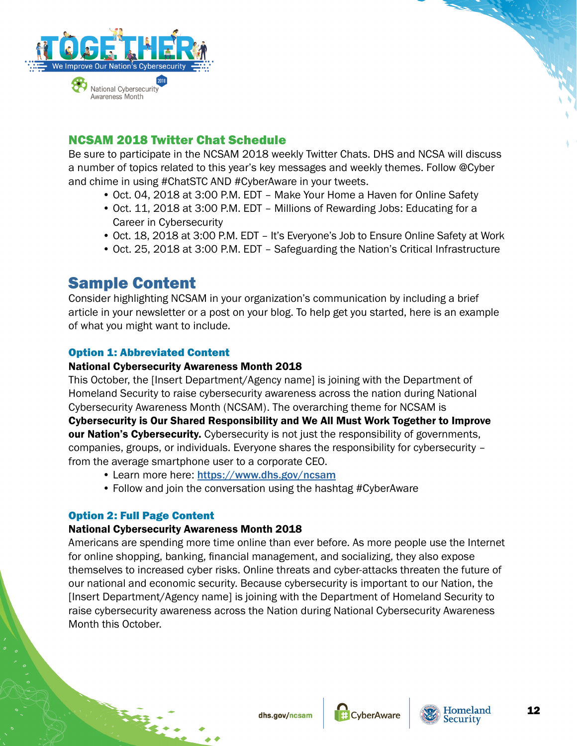## NCSAM 2018 Twitter Chat Schedule

Be sure to participate in the NCSAM 2018 weekly Twitter Chats. DHS and NCSA will discuss a number of topics related to this year's key messages and weekly themes. Follow @Cyber and chime in using #ChatSTC AND #CyberAware in your tweets.

- Oct. 04, 2018 at 3:00 P.M. EDT – Make Your Home a Haven for Online Safety
- Oct. 11, 2018 at 3:00 P.M. EDT – Millions of Rewarding Jobs: Educating for a Career in Cybersecurity
- Oct. 18, 2018 at 3:00 P.M. EDT – It's Everyone's Job to Ensure Online Safety at Work
- Oct. 25, 2018 at 3:00 P.M. EDT – Safeguarding the Nation's Critical Infrastructure

# Sample Content

Consider highlighting NCSAM in your organization's communication by including a brief article in your newsletter or a post on your blog. To help get you started, here is an example of what you might want to include.

### Option 1: Abbreviated Content

**National Cybersecurity Awareness Month 2018**

This October, the [Insert Department/Agency name] is joining with the Department of Homeland Security to raise cybersecurity awareness across the nation during National Cybersecurity Awareness Month (NCSAM). The overarching theme for NCSAM is **Cybersecurity is Our Shared Responsibility and We All Must Work Together to Improve our Nation's Cybersecurity.** Cybersecurity is not just the responsibility of governments, companies, groups, or individuals. Everyone shares the responsibility for cybersecurity – from the average smartphone user to a corporate CEO.

- Learn more here: https://www.dhs.gov/ncsam
- Follow and join the conversation using the hashtag #CyberAware

### Option 2: Full Page Content

**National Cybersecurity Awareness Month 2018**

Americans are spending more time online than ever before. As more people use the Internet for online shopping, banking, financial management, and socializing, they also expose themselves to increased cyber risks. Online threats and cyber-attacks threaten the future of our national and economic security. Because cybersecurity is important to our Nation, the [Insert Department/Agency name] is joining with the Department of Homeland Security to raise cybersecurity awareness across the Nation during National Cybersecurity Awareness Month this October.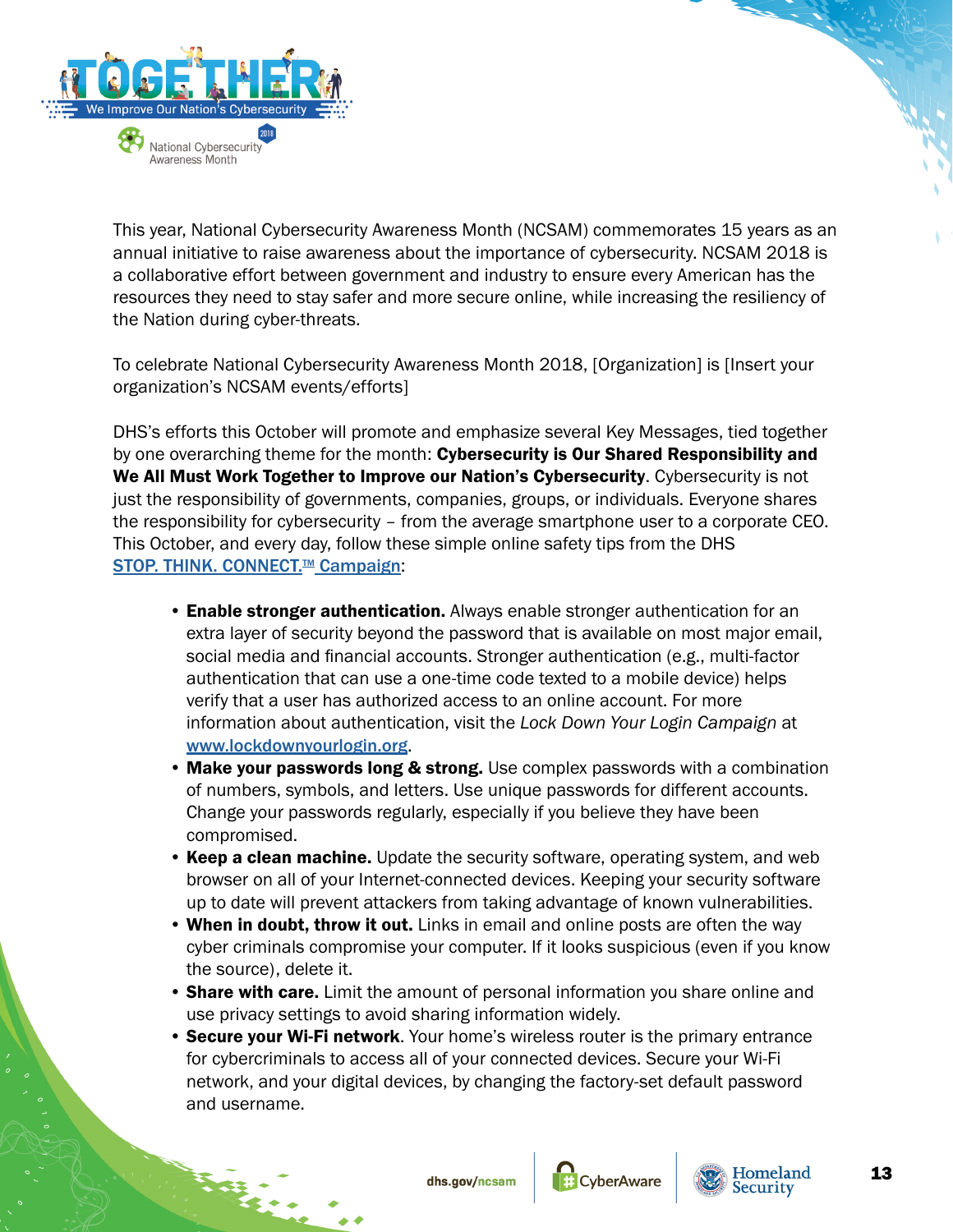This year, National Cybersecurity Awareness Month (NCSAM) commemorates 15 years as an annual initiative to raise awareness about the importance of cybersecurity. NCSAM 2018 is a collaborative effort between government and industry to ensure every American has the resources they need to stay safer and more secure online, while increasing the resiliency of the Nation during cyber-threats.

To celebrate National Cybersecurity Awareness Month 2018, [Organization] is [Insert your organization's NCSAM events/efforts]

DHS's efforts this October will promote and emphasize several Key Messages, tied together by one overarching theme for the month: **Cybersecurity is Our Shared Responsibility and We All Must Work Together to Improve our Nation's Cybersecurity**. Cybersecurity is not just the responsibility of governments, companies, groups, or individuals. Everyone shares the responsibility for cybersecurity – from the average smartphone user to a corporate CEO. This October, and every day, follow these simple online safety tips from the DHS STOP. THINK. CONNECT.™ Campaign:

- **Enable stronger authentication.** Always enable stronger authentication for an extra layer of security beyond the password that is available on most major email, social media and financial accounts. Stronger authentication (e.g., multi-factor authentication that can use a one-time code texted to a mobile device) helps verify that a user has authorized access to an online account. For more information about authentication, visit the *Lock Down Your Login Campaign* at www.lockdownyourlogin.org.
- **Make your passwords long & strong.** Use complex passwords with a combination of numbers, symbols, and letters. Use unique passwords for different accounts. Change your passwords regularly, especially if you believe they have been compromised.
- **Keep a clean machine.** Update the security software, operating system, and web browser on all of your Internet-connected devices. Keeping your security software up to date will prevent attackers from taking advantage of known vulnerabilities.
- **When in doubt, throw it out.** Links in email and online posts are often the way cyber criminals compromise your computer. If it looks suspicious (even if you know the source), delete it.
- **Share with care.** Limit the amount of personal information you share online and use privacy settings to avoid sharing information widely.
- **Secure your Wi-Fi network**. Your home's wireless router is the primary entrance for cybercriminals to access all of your connected devices. Secure your Wi-Fi network, and your digital devices, by changing the factory-set default password and username.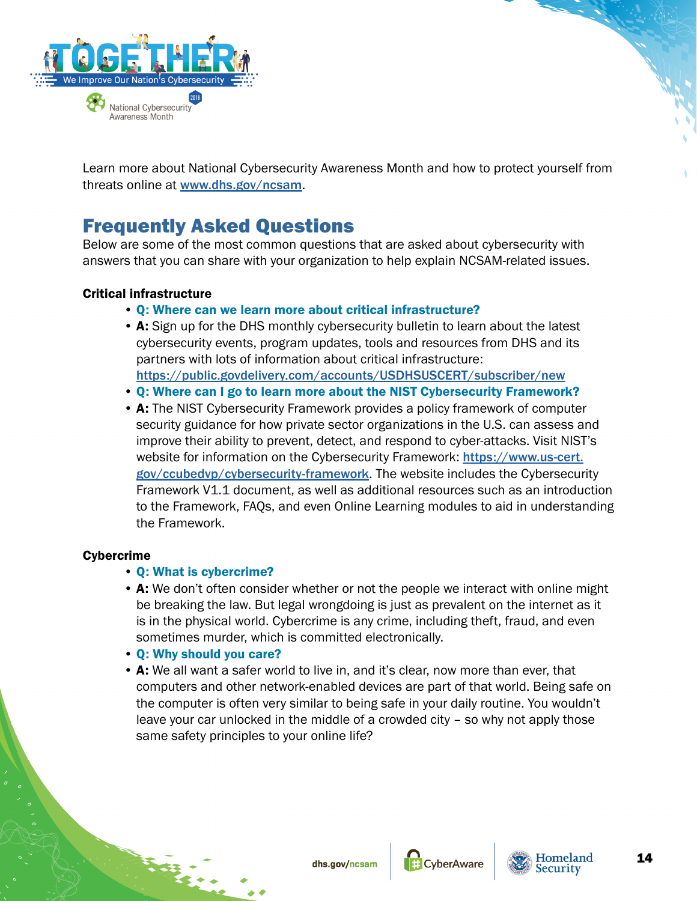Learn more about National Cybersecurity Awareness Month and how to protect yourself from threats online at [www.dhs.gov/ncsam](www.dhs.gov/ncsam).

## Frequently Asked Questions

Below are some of the most common questions that are asked about cybersecurity with answers that you can share with your organization to help explain NCSAM-related issues.

**Critical infrastructure**

- **Q: Where can we learn more about critical infrastructure?**
- **A:** Sign up for the DHS monthly cybersecurity bulletin to learn about the latest cybersecurity events, program updates, tools and resources from DHS and its partners with lots of information about critical infrastructure: https://public.govdelivery.com/accounts/USDHSUSCERT/subscriber/new
- **Q: Where can I go to learn more about the NIST Cybersecurity Framework?**
- **A:** The NIST Cybersecurity Framework provides a policy framework of computer security guidance for how private sector organizations in the U.S. can assess and improve their ability to prevent, detect, and respond to cyber-attacks. Visit NIST's website for information on the Cybersecurity Framework: https://www.us-cert.gov/ccubedvp/cybersecurity-framework. The website includes the Cybersecurity Framework V1.1 document, as well as additional resources such as an introduction to the Framework, FAQs, and even Online Learning modules to aid in understanding the Framework.

**Cybercrime**

- **Q: What is cybercrime?**
- **A:** We don't often consider whether or not the people we interact with online might be breaking the law. But legal wrongdoing is just as prevalent on the internet as it is in the physical world. Cybercrime is any crime, including theft, fraud, and even sometimes murder, which is committed electronically.
- **Q: Why should you care?**
- **A:** We all want a safer world to live in, and it's clear, now more than ever, that computers and other network-enabled devices are part of that world. Being safe on the computer is often very similar to being safe in your daily routine. You wouldn't leave your car unlocked in the middle of a crowded city – so why not apply those same safety principles to your online life?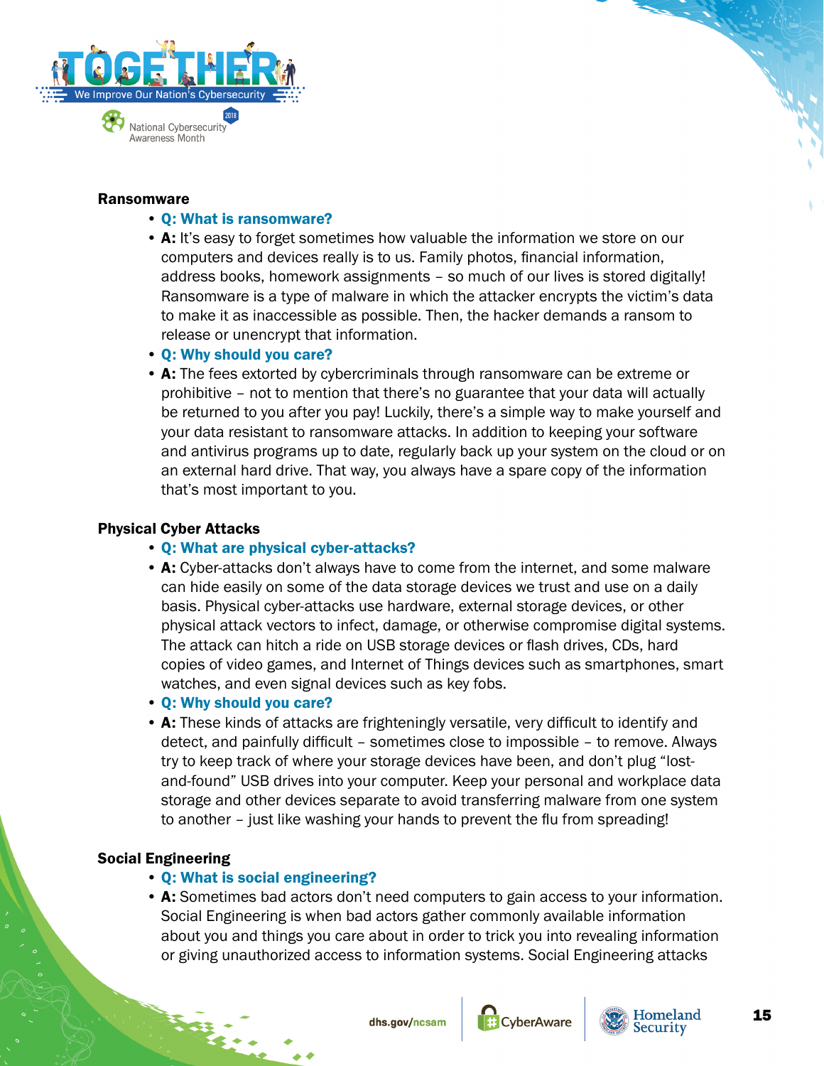### Ransomware

- **Q: What is ransomware?**
- **A:** It's easy to forget sometimes how valuable the information we store on our computers and devices really is to us. Family photos, financial information, address books, homework assignments – so much of our lives is stored digitally! Ransomware is a type of malware in which the attacker encrypts the victim's data to make it as inaccessible as possible. Then, the hacker demands a ransom to release or unencrypt that information.
- **Q: Why should you care?**
- **A:** The fees extorted by cybercriminals through ransomware can be extreme or prohibitive – not to mention that there's no guarantee that your data will actually be returned to you after you pay! Luckily, there's a simple way to make yourself and your data resistant to ransomware attacks. In addition to keeping your software and antivirus programs up to date, regularly back up your system on the cloud or on an external hard drive. That way, you always have a spare copy of the information that's most important to you.

### Physical Cyber Attacks

- **Q: What are physical cyber-attacks?**
- **A:** Cyber-attacks don't always have to come from the internet, and some malware can hide easily on some of the data storage devices we trust and use on a daily basis. Physical cyber-attacks use hardware, external storage devices, or other physical attack vectors to infect, damage, or otherwise compromise digital systems. The attack can hitch a ride on USB storage devices or flash drives, CDs, hard copies of video games, and Internet of Things devices such as smartphones, smart watches, and even signal devices such as key fobs.
- **Q: Why should you care?**
- **A:** These kinds of attacks are frighteningly versatile, very difficult to identify and detect, and painfully difficult – sometimes close to impossible – to remove. Always try to keep track of where your storage devices have been, and don't plug "lost-and-found" USB drives into your computer. Keep your personal and workplace data storage and other devices separate to avoid transferring malware from one system to another – just like washing your hands to prevent the flu from spreading!

### Social Engineering

- **Q: What is social engineering?**
- **A:** Sometimes bad actors don't need computers to gain access to your information. Social Engineering is when bad actors gather commonly available information about you and things you care about in order to trick you into revealing information or giving unauthorized access to information systems. Social Engineering attacks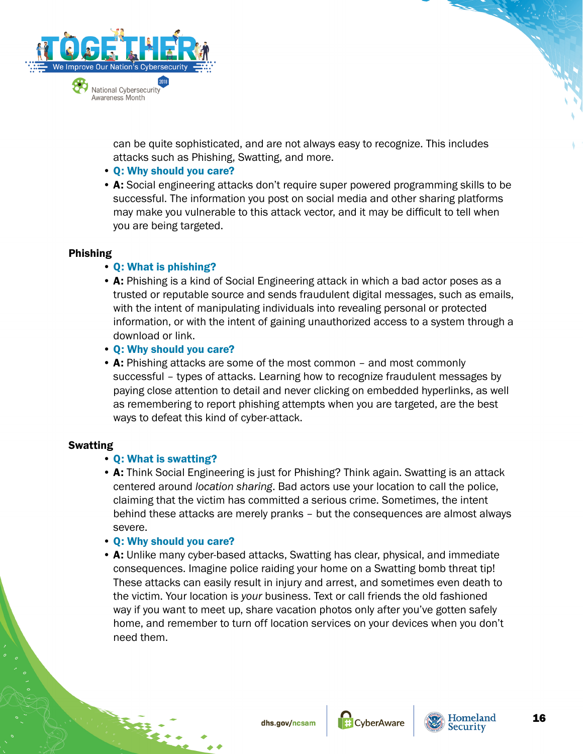can be quite sophisticated, and are not always easy to recognize. This includes attacks such as Phishing, Swatting, and more.

- **Q: Why should you care?**
- **A:** Social engineering attacks don't require super powered programming skills to be successful. The information you post on social media and other sharing platforms may make you vulnerable to this attack vector, and it may be difficult to tell when you are being targeted.

**Phishing**

- **Q: What is phishing?**
- **A:** Phishing is a kind of Social Engineering attack in which a bad actor poses as a trusted or reputable source and sends fraudulent digital messages, such as emails, with the intent of manipulating individuals into revealing personal or protected information, or with the intent of gaining unauthorized access to a system through a download or link.
- **Q: Why should you care?**
- **A:** Phishing attacks are some of the most common – and most commonly successful – types of attacks. Learning how to recognize fraudulent messages by paying close attention to detail and never clicking on embedded hyperlinks, as well as remembering to report phishing attempts when you are targeted, are the best ways to defeat this kind of cyber-attack.

**Swatting**

- **Q: What is swatting?**
- **A:** Think Social Engineering is just for Phishing? Think again. Swatting is an attack centered around *location sharing*. Bad actors use your location to call the police, claiming that the victim has committed a serious crime. Sometimes, the intent behind these attacks are merely pranks – but the consequences are almost always severe.
- **Q: Why should you care?**
- **A:** Unlike many cyber-based attacks, Swatting has clear, physical, and immediate consequences. Imagine police raiding your home on a Swatting bomb threat tip! These attacks can easily result in injury and arrest, and sometimes even death to the victim. Your location is *your* business. Text or call friends the old fashioned way if you want to meet up, share vacation photos only after you've gotten safely home, and remember to turn off location services on your devices when you don't need them.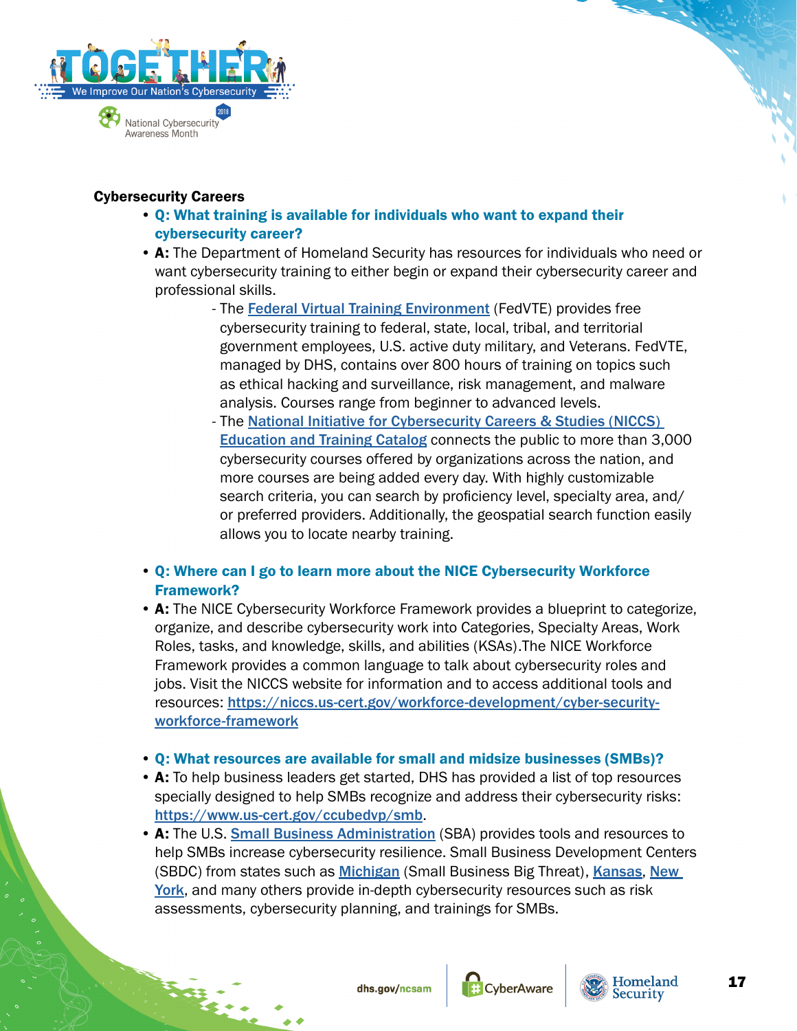## Cybersecurity Careers

- **Q: What training is available for individuals who want to expand their cybersecurity career?**
- **A:** The Department of Homeland Security has resources for individuals who need or want cybersecurity training to either begin or expand their cybersecurity career and professional skills.
  - The Federal Virtual Training Environment (FedVTE) provides free cybersecurity training to federal, state, local, tribal, and territorial government employees, U.S. active duty military, and Veterans. FedVTE, managed by DHS, contains over 800 hours of training on topics such as ethical hacking and surveillance, risk management, and malware analysis. Courses range from beginner to advanced levels.
  - The National Initiative for Cybersecurity Careers & Studies (NICCS) Education and Training Catalog connects the public to more than 3,000 cybersecurity courses offered by organizations across the nation, and more courses are being added every day. With highly customizable search criteria, you can search by proficiency level, specialty area, and/or preferred providers. Additionally, the geospatial search function easily allows you to locate nearby training.

- **Q: Where can I go to learn more about the NICE Cybersecurity Workforce Framework?**
- **A:** The NICE Cybersecurity Workforce Framework provides a blueprint to categorize, organize, and describe cybersecurity work into Categories, Specialty Areas, Work Roles, tasks, and knowledge, skills, and abilities (KSAs).The NICE Workforce Framework provides a common language to talk about cybersecurity roles and jobs. Visit the NICCS website for information and to access additional tools and resources: https://niccs.us-cert.gov/workforce-development/cyber-security-workforce-framework

- **Q: What resources are available for small and midsize businesses (SMBs)?**
- **A:** To help business leaders get started, DHS has provided a list of top resources specially designed to help SMBs recognize and address their cybersecurity risks: https://www.us-cert.gov/ccubedvp/smb.
- **A:** The U.S. Small Business Administration (SBA) provides tools and resources to help SMBs increase cybersecurity resilience. Small Business Development Centers (SBDC) from states such as Michigan (Small Business Big Threat), Kansas, New York, and many others provide in-depth cybersecurity resources such as risk assessments, cybersecurity planning, and trainings for SMBs.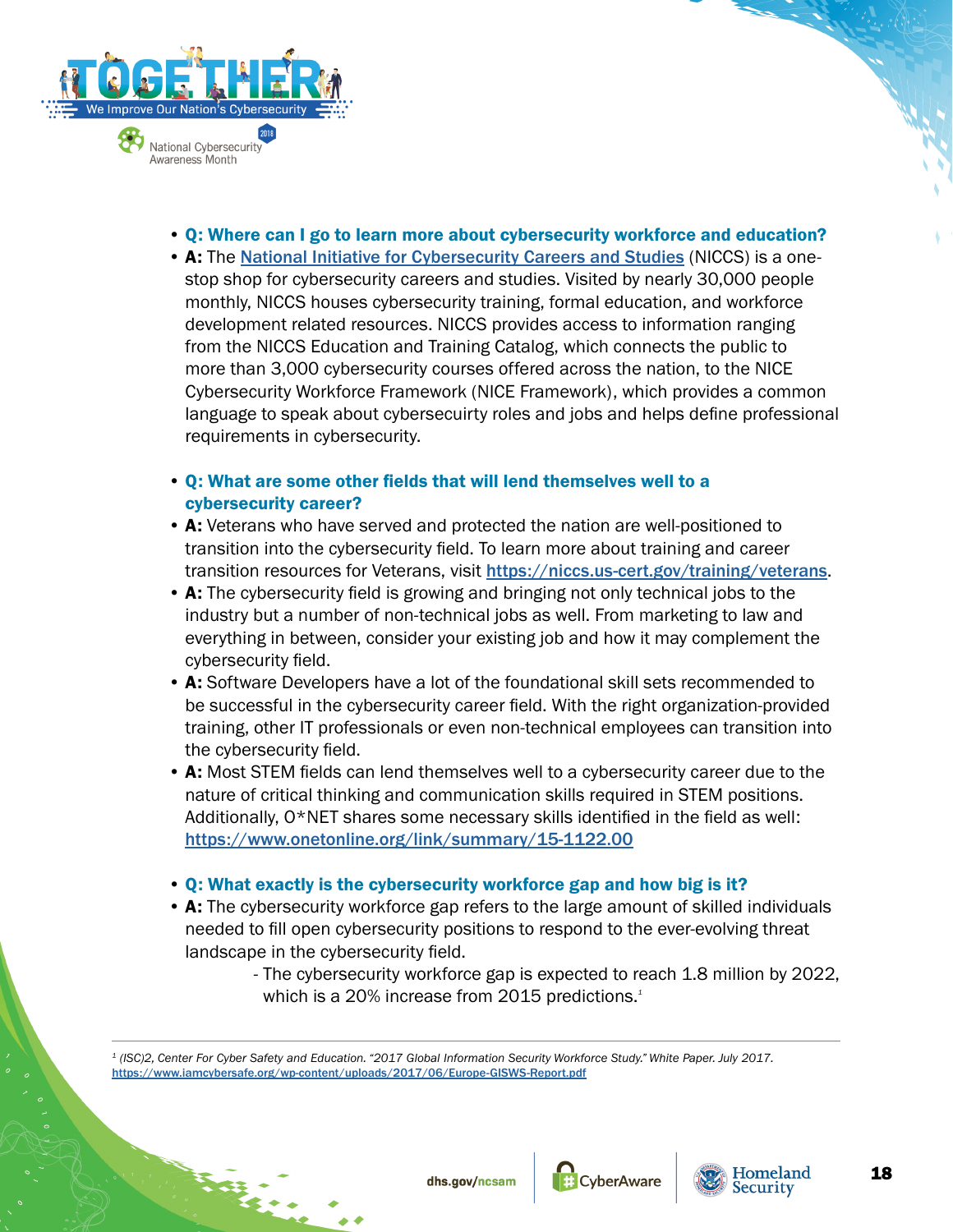- **Q: Where can I go to learn more about cybersecurity workforce and education?**
- **A:** The [National Initiative for Cybersecurity Careers and Studies](#) (NICCS) is a one-stop shop for cybersecurity careers and studies. Visited by nearly 30,000 people monthly, NICCS houses cybersecurity training, formal education, and workforce development related resources. NICCS provides access to information ranging from the NICCS Education and Training Catalog, which connects the public to more than 3,000 cybersecurity courses offered across the nation, to the NICE Cybersecurity Workforce Framework (NICE Framework), which provides a common language to speak about cybersecuirty roles and jobs and helps define professional requirements in cybersecurity.

- **Q: What are some other fields that will lend themselves well to a cybersecurity career?**
- **A:** Veterans who have served and protected the nation are well-positioned to transition into the cybersecurity field. To learn more about training and career transition resources for Veterans, visit https://niccs.us-cert.gov/training/veterans.
- **A:** The cybersecurity field is growing and bringing not only technical jobs to the industry but a number of non-technical jobs as well. From marketing to law and everything in between, consider your existing job and how it may complement the cybersecurity field.
- **A:** Software Developers have a lot of the foundational skill sets recommended to be successful in the cybersecurity career field. With the right organization-provided training, other IT professionals or even non-technical employees can transition into the cybersecurity field.
- **A:** Most STEM fields can lend themselves well to a cybersecurity career due to the nature of critical thinking and communication skills required in STEM positions. Additionally, O*NET shares some necessary skills identified in the field as well: https://www.onetonline.org/link/summary/15-1122.00

- **Q: What exactly is the cybersecurity workforce gap and how big is it?**
- **A:** The cybersecurity workforce gap refers to the large amount of skilled individuals needed to fill open cybersecurity positions to respond to the ever-evolving threat landscape in the cybersecurity field.
  - The cybersecurity workforce gap is expected to reach 1.8 million by 2022, which is a 20% increase from 2015 predictions.[1]

---

[1] *(ISC)2, Center For Cyber Safety and Education. "2017 Global Information Security Workforce Study." White Paper. July 2017.* https://www.iamcybersafe.org/wp-content/uploads/2017/06/Europe-GISWS-Report.pdf